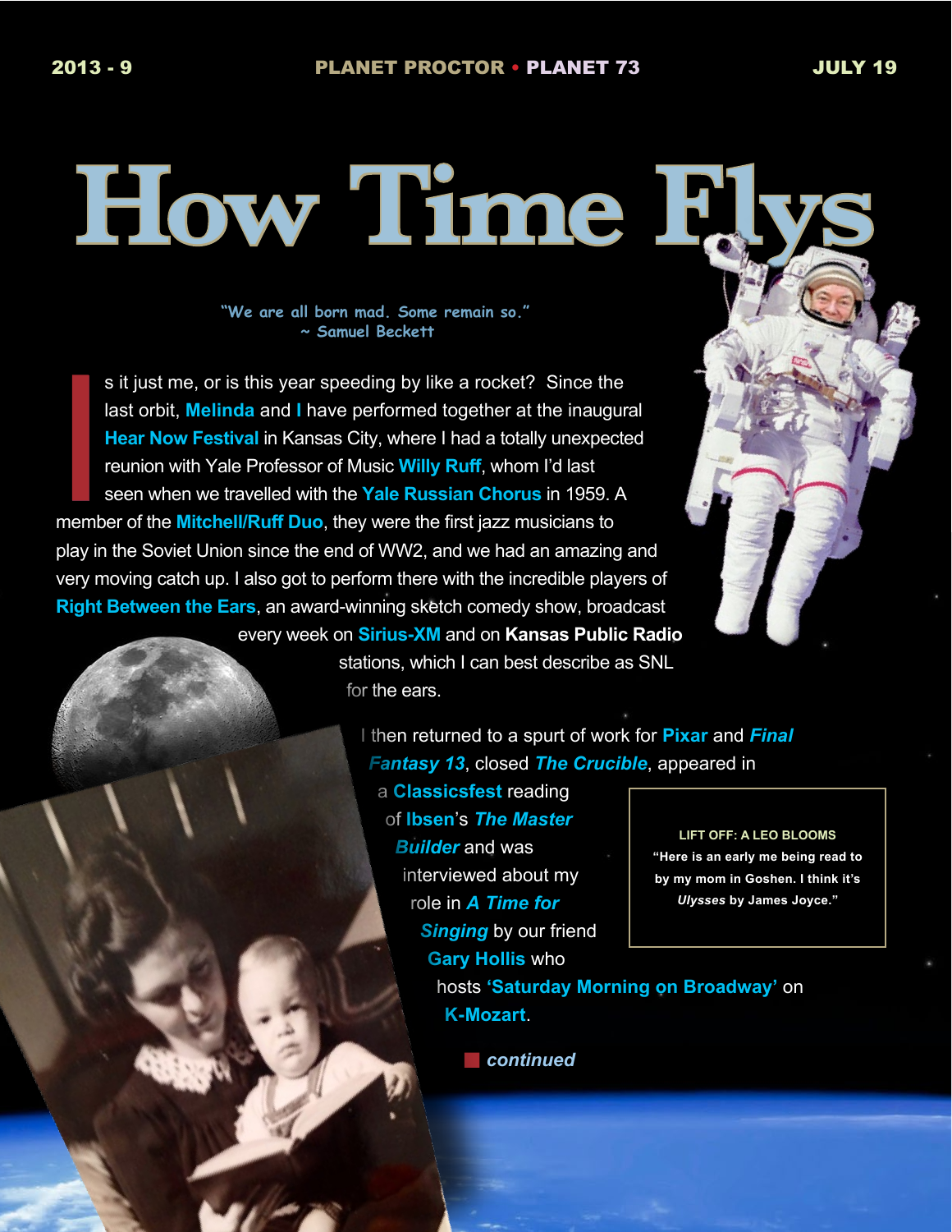# How Time Flys

*"We are all born mad. Some remain so."*
*~ Samuel Beckett*

Is it just me, or is this year speeding by like a rocket? Since the last orbit, **Melinda** and **I** have performed together at the inaugural **Hear Now Festival** in Kansas City, where I had a totally unexpected reunion with Yale Professor of Music **Willy Ruff**, whom I'd last seen when we travelled with the **Yale Russian Chorus** in 1959. A member of the **Mitchell/Ruff Duo**, they were the first jazz musicians to play in the Soviet Union since the end of WW2, and we had an amazing and very moving catch up. I also got to perform there with the incredible players of **Right Between the Ears**, an award-winning sketch comedy show, broadcast every week on **Sirius-XM** and on **Kansas Public Radio** stations, which I can best describe as SNL for the ears.

I then returned to a spurt of work for **Pixar** and ***Final Fantasy 13***, closed ***The Crucible***, appeared in a **Classicsfest** reading of **Ibsen**'s ***The Master Builder*** and was interviewed about my role in ***A Time for Singing*** by our friend **Gary Hollis** who hosts **'Saturday Morning on Broadway'** on **K-Mozart**.

*continued*

**LIFT OFF: A LEO BLOOMS**
**"Here is an early me being read to by my mom in Goshen. I think it's *Ulysses* by James Joyce."**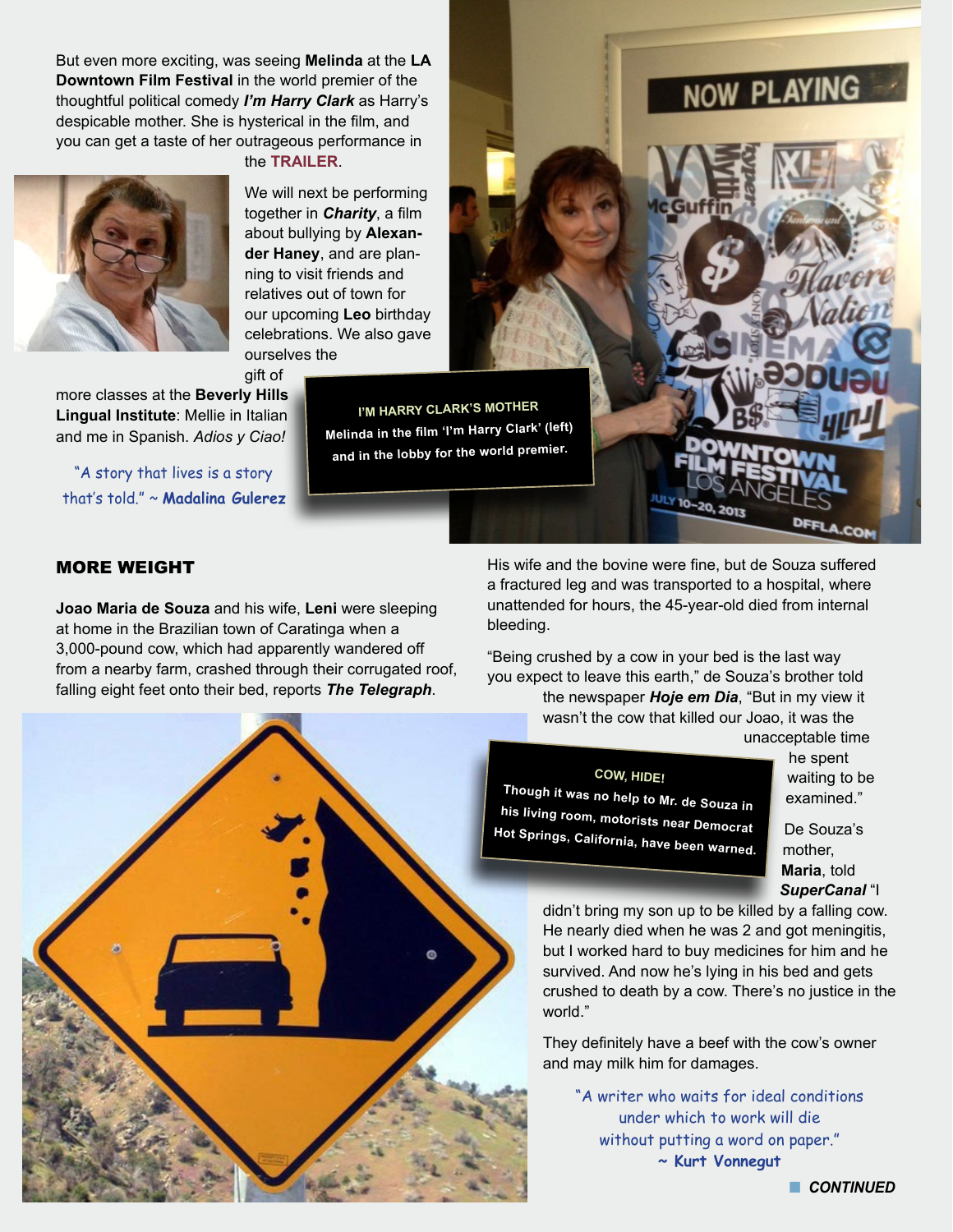But even more exciting, was seeing **Melinda** at the **LA Downtown Film Festival** in the world premier of the thoughtful political comedy ***I'm Harry Clark*** as Harry's despicable mother. She is hysterical in the film, and you can get a taste of her outrageous performance in the **TRAILER**.

We will next be performing together in ***Charity***, a film about bullying by **Alexander Haney**, and are planning to visit friends and relatives out of town for our upcoming **Leo** birthday celebrations. We also gave ourselves the gift of more classes at the **Beverly Hills Lingual Institute**: Mellie in Italian and me in Spanish. *Adios y Ciao!*

"A story that lives is a story that's told." ~ **Madalina Gulerez**

**I'M HARRY CLARK'S MOTHER**
**Melinda in the film 'I'm Harry Clark' (left) and in the lobby for the world premier.**

## MORE WEIGHT

**Joao Maria de Souza** and his wife, **Leni** were sleeping at home in the Brazilian town of Caratinga when a 3,000-pound cow, which had apparently wandered off from a nearby farm, crashed through their corrugated roof, falling eight feet onto their bed, reports ***The Telegraph***.

His wife and the bovine were fine, but de Souza suffered a fractured leg and was transported to a hospital, where unattended for hours, the 45-year-old died from internal bleeding.

"Being crushed by a cow in your bed is the last way you expect to leave this earth," de Souza's brother told the newspaper ***Hoje em Dia***, "But in my view it wasn't the cow that killed our Joao, it was the unacceptable time he spent waiting to be examined."

De Souza's mother, **Maria**, told ***SuperCanal*** "I didn't bring my son up to be killed by a falling cow. He nearly died when he was 2 and got meningitis, but I worked hard to buy medicines for him and he survived. And now he's lying in his bed and gets crushed to death by a cow. There's no justice in the world."

They definitely have a beef with the cow's owner and may milk him for damages.

**COW, HIDE!**
**Though it was no help to Mr. de Souza in his living room, motorists near Democrat Hot Springs, California, have been warned.**

"A writer who waits for ideal conditions under which to work will die without putting a word on paper." ~ **Kurt Vonnegut**

***CONTINUED***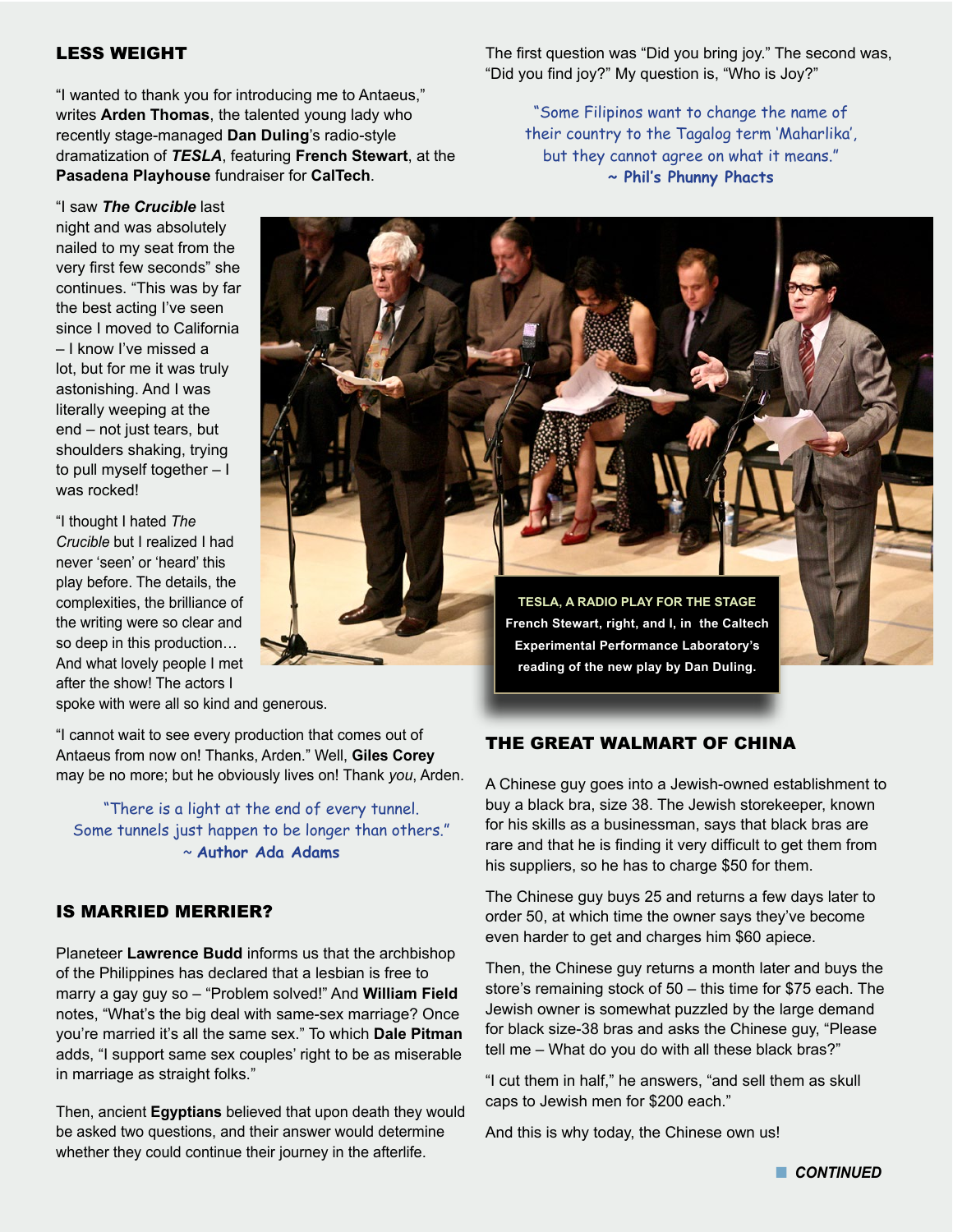## LESS WEIGHT

"I wanted to thank you for introducing me to Antaeus," writes **Arden Thomas**, the talented young lady who recently stage-managed **Dan Duling**'s radio-style dramatization of ***TESLA***, featuring **French Stewart**, at the **Pasadena Playhouse** fundraiser for **CalTech**.

"I saw ***The Crucible*** last night and was absolutely nailed to my seat from the very first few seconds" she continues. "This was by far the best acting I've seen since I moved to California – I know I've missed a lot, but for me it was truly astonishing. And I was literally weeping at the end – not just tears, but shoulders shaking, trying to pull myself together – I was rocked!

"I thought I hated *The Crucible* but I realized I had never 'seen' or 'heard' this play before. The details, the complexities, the brilliance of the writing were so clear and so deep in this production… And what lovely people I met after the show! The actors I spoke with were all so kind and generous.

"I cannot wait to see every production that comes out of Antaeus from now on! Thanks, Arden." Well, **Giles Corey** may be no more; but he obviously lives on! Thank *you*, Arden.

"There is a light at the end of every tunnel. Some tunnels just happen to be longer than others."
~ **Author Ada Adams**

## IS MARRIED MERRIER?

Planeteer **Lawrence Budd** informs us that the archbishop of the Philippines has declared that a lesbian is free to marry a gay guy so – "Problem solved!" And **William Field** notes, "What's the big deal with same-sex marriage? Once you're married it's all the same sex." To which **Dale Pitman** adds, "I support same sex couples' right to be as miserable in marriage as straight folks."

Then, ancient **Egyptians** believed that upon death they would be asked two questions, and their answer would determine whether they could continue their journey in the afterlife.

The first question was "Did you bring joy." The second was, "Did you find joy?" My question is, "Who is Joy?"

"Some Filipinos want to change the name of their country to the Tagalog term 'Maharlika', but they cannot agree on what it means."
~ **Phil's Phunny Phacts**

**TESLA, A RADIO PLAY FOR THE STAGE**
**French Stewart, right, and I, in the Caltech Experimental Performance Laboratory's reading of the new play by Dan Duling.**

## THE GREAT WALMART OF CHINA

A Chinese guy goes into a Jewish-owned establishment to buy a black bra, size 38. The Jewish storekeeper, known for his skills as a businessman, says that black bras are rare and that he is finding it very difficult to get them from his suppliers, so he has to charge $50 for them.

The Chinese guy buys 25 and returns a few days later to order 50, at which time the owner says they've become even harder to get and charges him $60 apiece.

Then, the Chinese guy returns a month later and buys the store's remaining stock of 50 – this time for $75 each. The Jewish owner is somewhat puzzled by the large demand for black size-38 bras and asks the Chinese guy, "Please tell me – What do you do with all these black bras?"

"I cut them in half," he answers, "and sell them as skull caps to Jewish men for $200 each."

And this is why today, the Chinese own us!

***CONTINUED***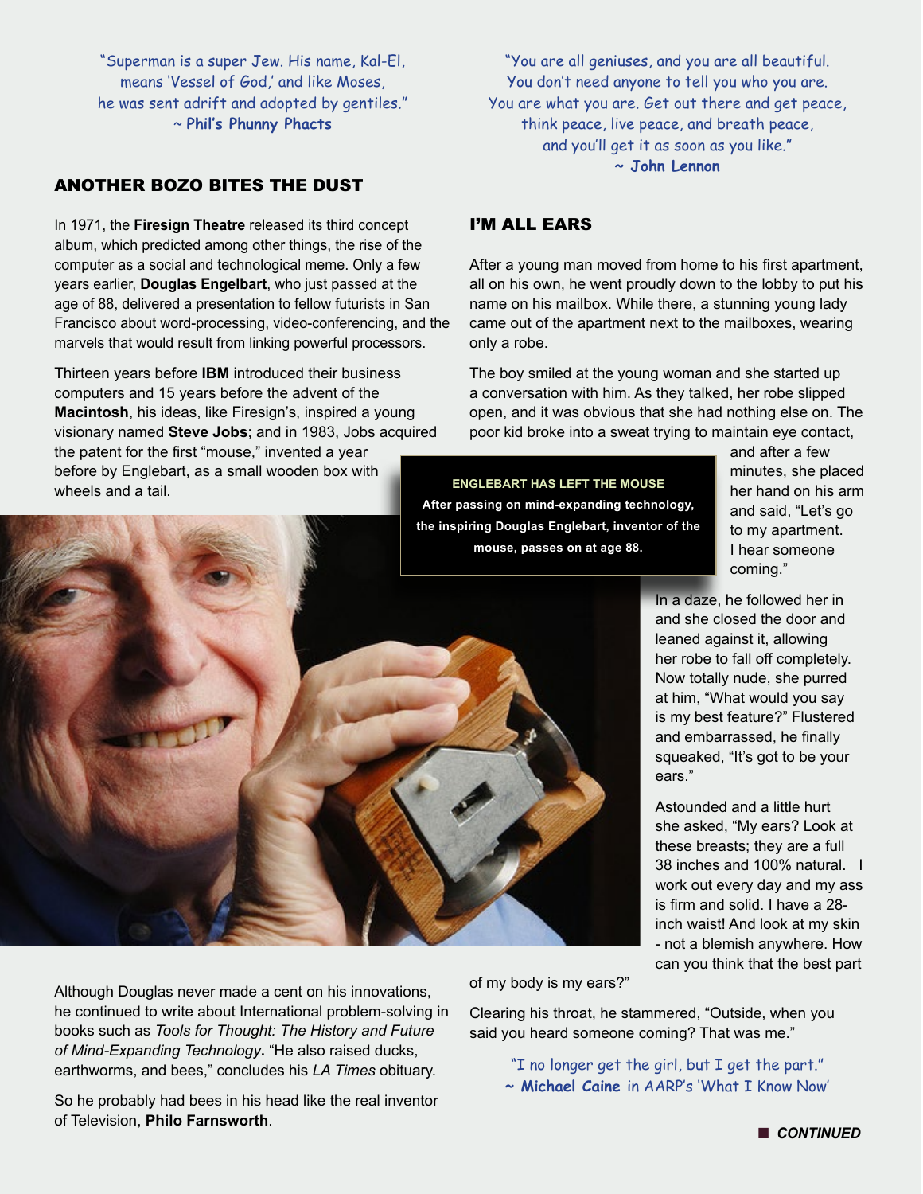"Superman is a super Jew. His name, Kal-El, means 'Vessel of God,' and like Moses, he was sent adrift and adopted by gentiles."
~ **Phil's Phunny Phacts**

## ANOTHER BOZO BITES THE DUST

In 1971, the **Firesign Theatre** released its third concept album, which predicted among other things, the rise of the computer as a social and technological meme. Only a few years earlier, **Douglas Engelbart**, who just passed at the age of 88, delivered a presentation to fellow futurists in San Francisco about word-processing, video-conferencing, and the marvels that would result from linking powerful processors.

Thirteen years before **IBM** introduced their business computers and 15 years before the advent of the **Macintosh**, his ideas, like Firesign's, inspired a young visionary named **Steve Jobs**; and in 1983, Jobs acquired the patent for the first "mouse," invented a year before by Englebart, as a small wooden box with wheels and a tail.

**ENGLEBART HAS LEFT THE MOUSE**
**After passing on mind-expanding technology, the inspiring Douglas Englebart, inventor of the mouse, passes on at age 88.**

Although Douglas never made a cent on his innovations, he continued to write about International problem-solving in books such as *Tools for Thought: The History and Future of Mind-Expanding Technology***.** "He also raised ducks, earthworms, and bees," concludes his *LA Times* obituary.

So he probably had bees in his head like the real inventor of Television, **Philo Farnsworth**.

"You are all geniuses, and you are all beautiful. You don't need anyone to tell you who you are. You are what you are. Get out there and get peace, think peace, live peace, and breath peace, and you'll get it as soon as you like."
**~ John Lennon**

## I'M ALL EARS

After a young man moved from home to his first apartment, all on his own, he went proudly down to the lobby to put his name on his mailbox. While there, a stunning young lady came out of the apartment next to the mailboxes, wearing only a robe.

The boy smiled at the young woman and she started up a conversation with him. As they talked, her robe slipped open, and it was obvious that she had nothing else on. The poor kid broke into a sweat trying to maintain eye contact, and after a few minutes, she placed her hand on his arm and said, "Let's go to my apartment. I hear someone coming."

In a daze, he followed her in and she closed the door and leaned against it, allowing her robe to fall off completely. Now totally nude, she purred at him, "What would you say is my best feature?" Flustered and embarrassed, he finally squeaked, "It's got to be your ears."

Astounded and a little hurt she asked, "My ears? Look at these breasts; they are a full 38 inches and 100% natural. I work out every day and my ass is firm and solid. I have a 28-inch waist! And look at my skin - not a blemish anywhere. How can you think that the best part of my body is my ears?"

Clearing his throat, he stammered, "Outside, when you said you heard someone coming? That was me."

"I no longer get the girl, but I get the part."
~ **Michael Caine** in AARP's 'What I Know Now'

**CONTINUED**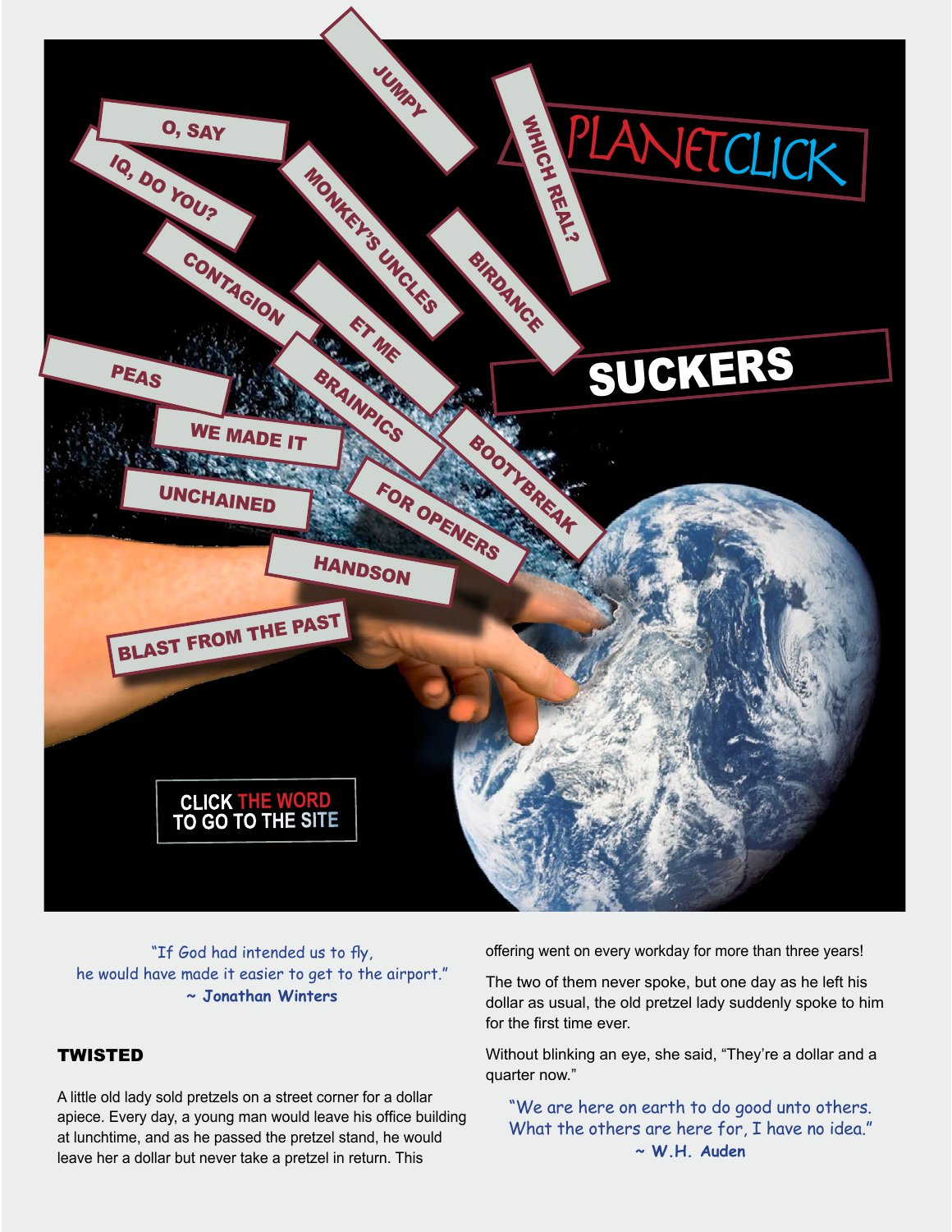PLANETCLICK

JUMPY

O, SAY

IQ, DO YOU?

MONKEY'S UNCLES

WHICH REAL?

BIRDANCE

CONTAGION

ET ME

SUCKERS

PEAS

BRAINPICS

WE MADE IT

BOOTYBREAK

UNCHAINED

FOR OPENERS

HANDSON

BLAST FROM THE PAST

CLICK THE WORD TO GO TO THE SITE

*"If God had intended us to fly, he would have made it easier to get to the airport."*
**~ Jonathan Winters**

## TWISTED

A little old lady sold pretzels on a street corner for a dollar apiece. Every day, a young man would leave his office building at lunchtime, and as he passed the pretzel stand, he would leave her a dollar but never take a pretzel in return. This offering went on every workday for more than three years!

The two of them never spoke, but one day as he left his dollar as usual, the old pretzel lady suddenly spoke to him for the first time ever.

Without blinking an eye, she said, "They're a dollar and a quarter now."

*"We are here on earth to do good unto others. What the others are here for, I have no idea."*
**~ W.H. Auden**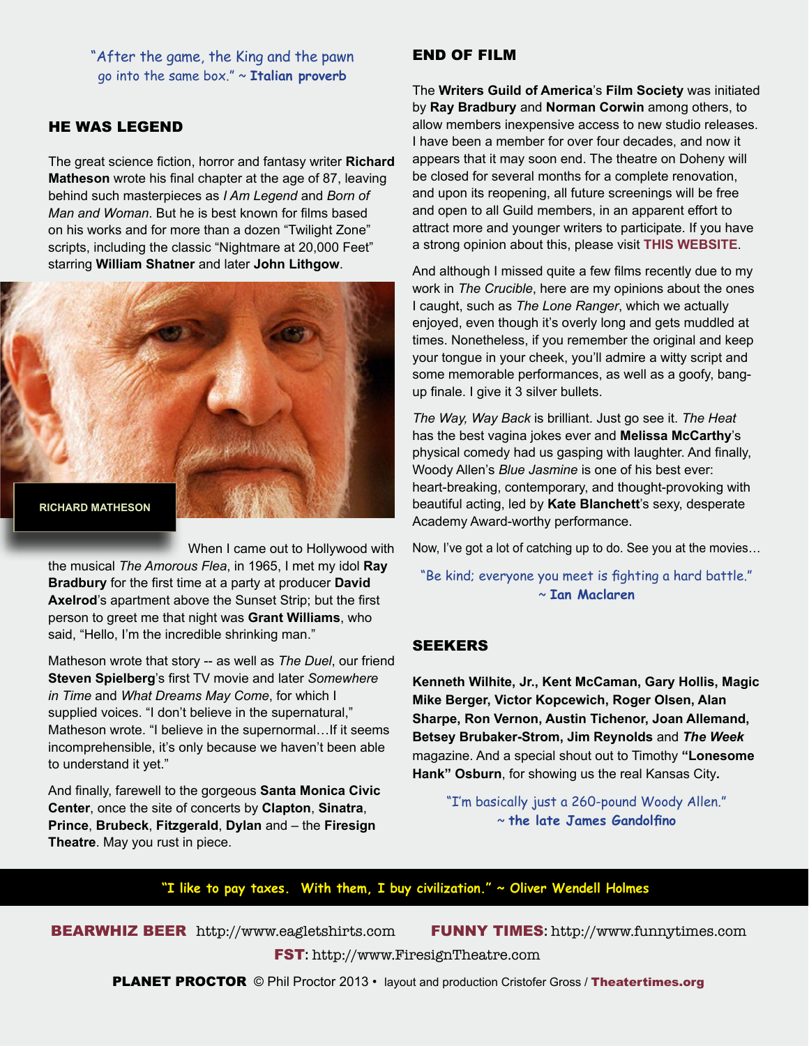"After the game, the King and the pawn go into the same box." ~ **Italian proverb**

## HE WAS LEGEND

The great science fiction, horror and fantasy writer **Richard Matheson** wrote his final chapter at the age of 87, leaving behind such masterpieces as *I Am Legend* and *Born of Man and Woman*. But he is best known for films based on his works and for more than a dozen "Twilight Zone" scripts, including the classic "Nightmare at 20,000 Feet" starring **William Shatner** and later **John Lithgow**.

RICHARD MATHESON

When I came out to Hollywood with the musical *The Amorous Flea*, in 1965, I met my idol **Ray Bradbury** for the first time at a party at producer **David Axelrod**'s apartment above the Sunset Strip; but the first person to greet me that night was **Grant Williams**, who said, "Hello, I'm the incredible shrinking man."

Matheson wrote that story -- as well as *The Duel*, our friend **Steven Spielberg**'s first TV movie and later *Somewhere in Time* and *What Dreams May Come*, for which I supplied voices. "I don't believe in the supernatural," Matheson wrote. "I believe in the supernormal…If it seems incomprehensible, it's only because we haven't been able to understand it yet."

And finally, farewell to the gorgeous **Santa Monica Civic Center**, once the site of concerts by **Clapton**, **Sinatra**, **Prince**, **Brubeck**, **Fitzgerald**, **Dylan** and – the **Firesign Theatre**. May you rust in piece.

## END OF FILM

The **Writers Guild of America**'s **Film Society** was initiated by **Ray Bradbury** and **Norman Corwin** among others, to allow members inexpensive access to new studio releases. I have been a member for over four decades, and now it appears that it may soon end. The theatre on Doheny will be closed for several months for a complete renovation, and upon its reopening, all future screenings will be free and open to all Guild members, in an apparent effort to attract more and younger writers to participate. If you have a strong opinion about this, please visit **THIS WEBSITE**.

And although I missed quite a few films recently due to my work in *The Crucible*, here are my opinions about the ones I caught, such as *The Lone Ranger*, which we actually enjoyed, even though it's overly long and gets muddled at times. Nonetheless, if you remember the original and keep your tongue in your cheek, you'll admire a witty script and some memorable performances, as well as a goofy, bang-up finale. I give it 3 silver bullets.

*The Way, Way Back* is brilliant. Just go see it. *The Heat* has the best vagina jokes ever and **Melissa McCarthy**'s physical comedy had us gasping with laughter. And finally, Woody Allen's *Blue Jasmine* is one of his best ever: heart-breaking, contemporary, and thought-provoking with beautiful acting, led by **Kate Blanchett**'s sexy, desperate Academy Award-worthy performance.

Now, I've got a lot of catching up to do. See you at the movies…

"Be kind; everyone you meet is fighting a hard battle." ~ **Ian Maclaren**

## SEEKERS

**Kenneth Wilhite, Jr., Kent McCaman, Gary Hollis, Magic Mike Berger, Victor Kopcewich, Roger Olsen, Alan Sharpe, Ron Vernon, Austin Tichenor, Joan Allemand, Betsey Brubaker-Strom, Jim Reynolds** and ***The Week*** magazine. And a special shout out to Timothy **"Lonesome Hank" Osburn**, for showing us the real Kansas City**.**

"I'm basically just a 260-pound Woody Allen." ~ **the late James Gandolfino**

**"I like to pay taxes. With them, I buy civilization." ~ Oliver Wendell Holmes**

**BEARWHIZ BEER** http://www.eagletshirts.com **FUNNY TIMES**: http://www.funnytimes.com

**FST**: http://www.FiresignTheatre.com

**PLANET PROCTOR** © Phil Proctor 2013 • layout and production Cristofer Gross / **Theatertimes.org**